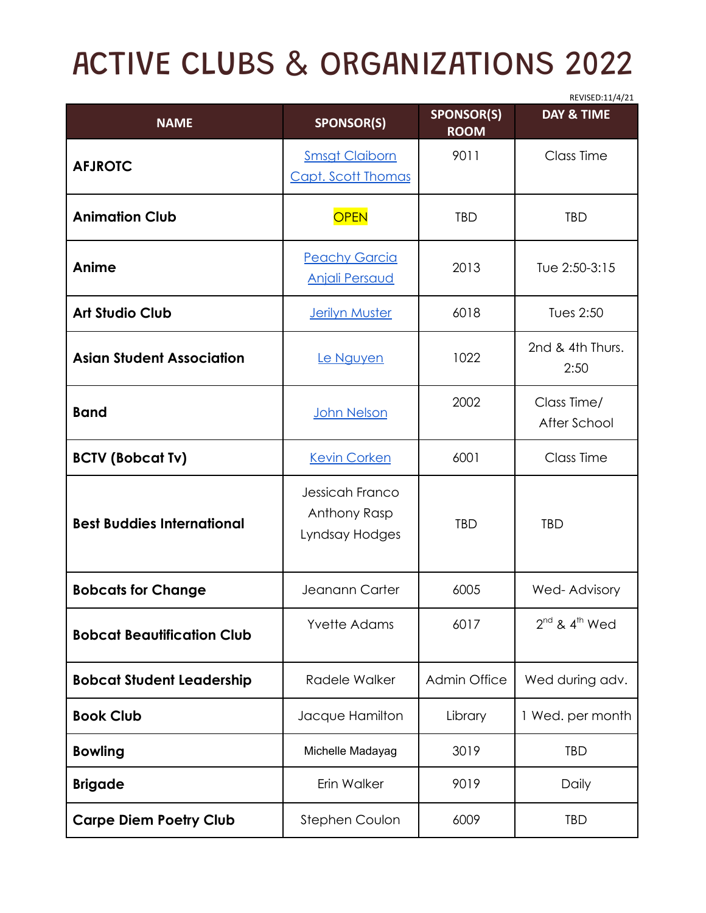# ACTIVE CLUBS & ORGANIZATIONS 2022

REVISED:11/4/21

| NAME | SPONSOR(S) | SPONSOR(S) ROOM | DAY & TIME |
|---|---|---|---|
| **AFJROTC** | Smsgt Claiborn<br>Capt. Scott Thomas | 9011 | Class Time |
| **Animation Club** | OPEN | TBD | TBD |
| **Anime** | Peachy Garcia<br>Anjali Persaud | 2013 | Tue 2:50-3:15 |
| **Art Studio Club** | Jerilyn Muster | 6018 | Tues 2:50 |
| **Asian Student Association** | Le Nguyen | 1022 | 2nd & 4th Thurs. 2:50 |
| **Band** | John Nelson | 2002 | Class Time/ After School |
| **BCTV (Bobcat Tv)** | Kevin Corken | 6001 | Class Time |
| **Best Buddies International** | Jessicah Franco<br>Anthony Rasp<br>Lyndsay Hodges | TBD | TBD |
| **Bobcats for Change** | Jeanann Carter | 6005 | Wed- Advisory |
| **Bobcat Beautification Club** | Yvette Adams | 6017 | 2nd & 4th Wed |
| **Bobcat Student Leadership** | Radele Walker | Admin Office | Wed during adv. |
| **Book Club** | Jacque Hamilton | Library | 1 Wed. per month |
| **Bowling** | Michelle Madayag | 3019 | TBD |
| **Brigade** | Erin Walker | 9019 | Daily |
| **Carpe Diem Poetry Club** | Stephen Coulon | 6009 | TBD |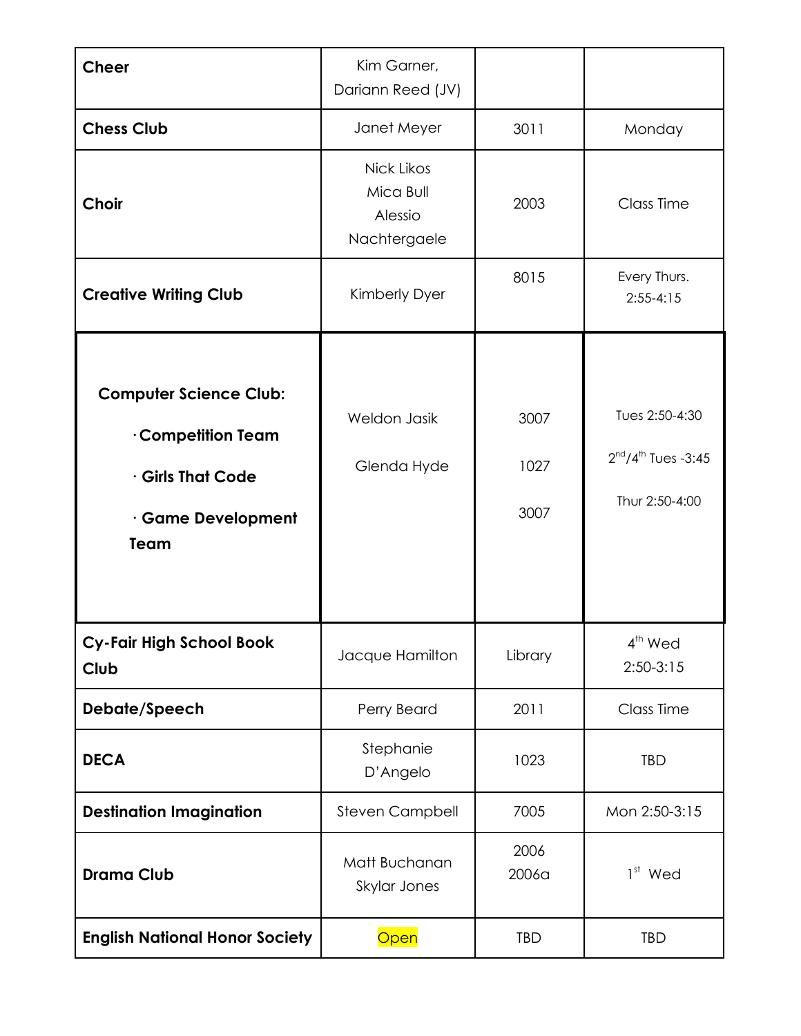| **Cheer** | Kim Garner, Dariann Reed (JV) | | |
|---|---|---|---|
| **Chess Club** | Janet Meyer | 3011 | Monday |
| **Choir** | Nick Likos<br>Mica Bull<br>Alessio Nachtergaele | 2003 | Class Time |
| **Creative Writing Club** | Kimberly Dyer | 8015 | Every Thurs. 2:55-4:15 |
| **Computer Science Club:**<br>· **Competition Team**<br>· **Girls That Code**<br>· **Game Development Team** | Weldon Jasik<br>Glenda Hyde | 3007<br>1027<br>3007 | Tues 2:50-4:30<br>2nd/4th Tues -3:45<br>Thur 2:50-4:00 |
| **Cy-Fair High School Book Club** | Jacque Hamilton | Library | 4th Wed 2:50-3:15 |
| **Debate/Speech** | Perry Beard | 2011 | Class Time |
| **DECA** | Stephanie D'Angelo | 1023 | TBD |
| **Destination Imagination** | Steven Campbell | 7005 | Mon 2:50-3:15 |
| **Drama Club** | Matt Buchanan<br>Skylar Jones | 2006<br>2006a | 1st Wed |
| **English National Honor Society** | Open | TBD | TBD |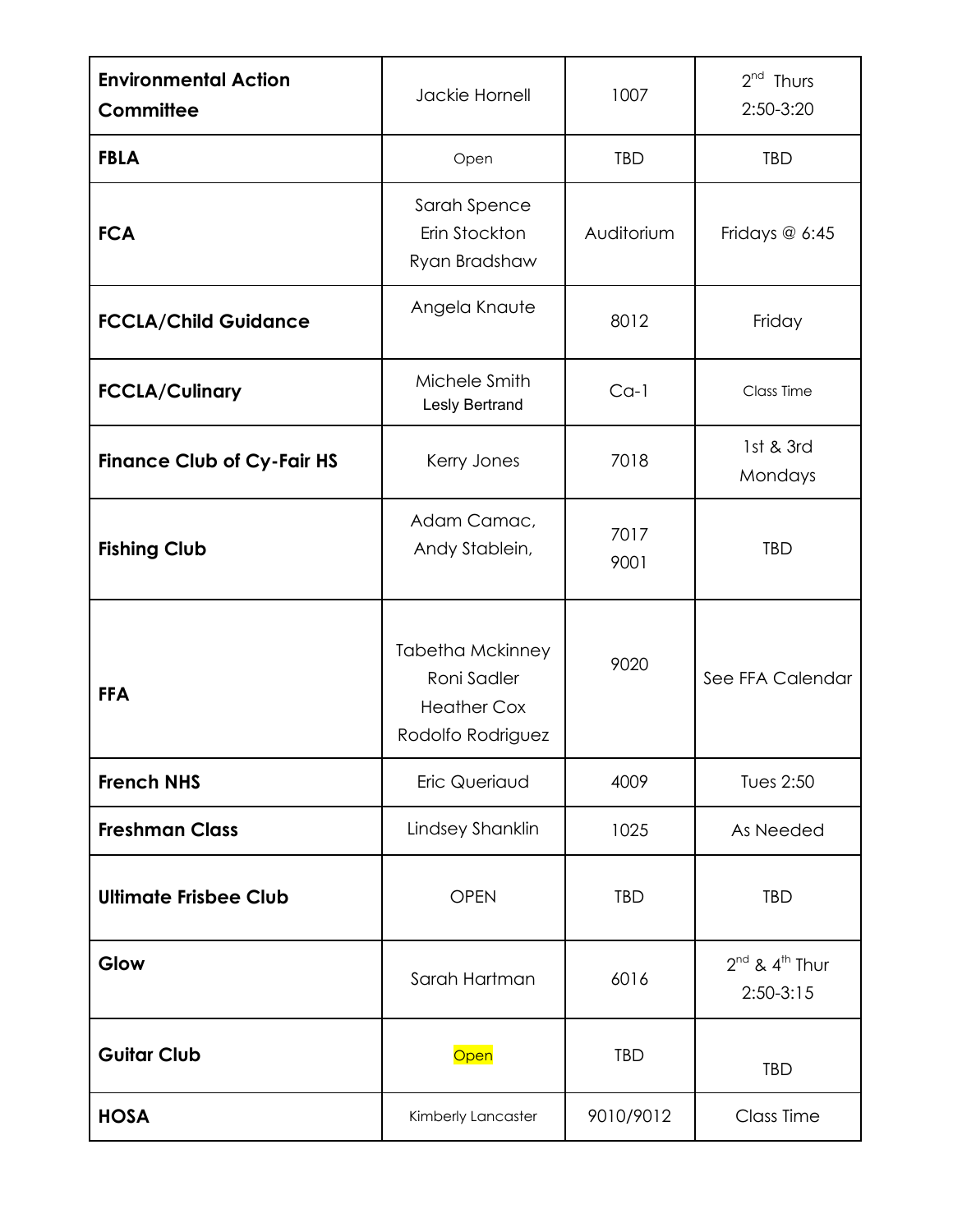| **Environmental Action Committee** | Jackie Hornell | 1007 | 2nd Thurs 2:50-3:20 |
|---|---|---|---|
| **FBLA** | Open | TBD | TBD |
| **FCA** | Sarah Spence<br>Erin Stockton<br>Ryan Bradshaw | Auditorium | Fridays @ 6:45 |
| **FCCLA/Child Guidance** | Angela Knaute | 8012 | Friday |
| **FCCLA/Culinary** | Michele Smith<br>Lesly Bertrand | Ca-1 | Class Time |
| **Finance Club of Cy-Fair HS** | Kerry Jones | 7018 | 1st & 3rd Mondays |
| **Fishing Club** | Adam Camac,<br>Andy Stablein, | 7017<br>9001 | TBD |
| **FFA** | Tabetha Mckinney<br>Roni Sadler<br>Heather Cox<br>Rodolfo Rodriguez | 9020 | See FFA Calendar |
| **French NHS** | Eric Queriaud | 4009 | Tues 2:50 |
| **Freshman Class** | Lindsey Shanklin | 1025 | As Needed |
| **Ultimate Frisbee Club** | OPEN | TBD | TBD |
| **Glow** | Sarah Hartman | 6016 | 2nd & 4th Thur 2:50-3:15 |
| **Guitar Club** | Open | TBD | TBD |
| **HOSA** | Kimberly Lancaster | 9010/9012 | Class Time |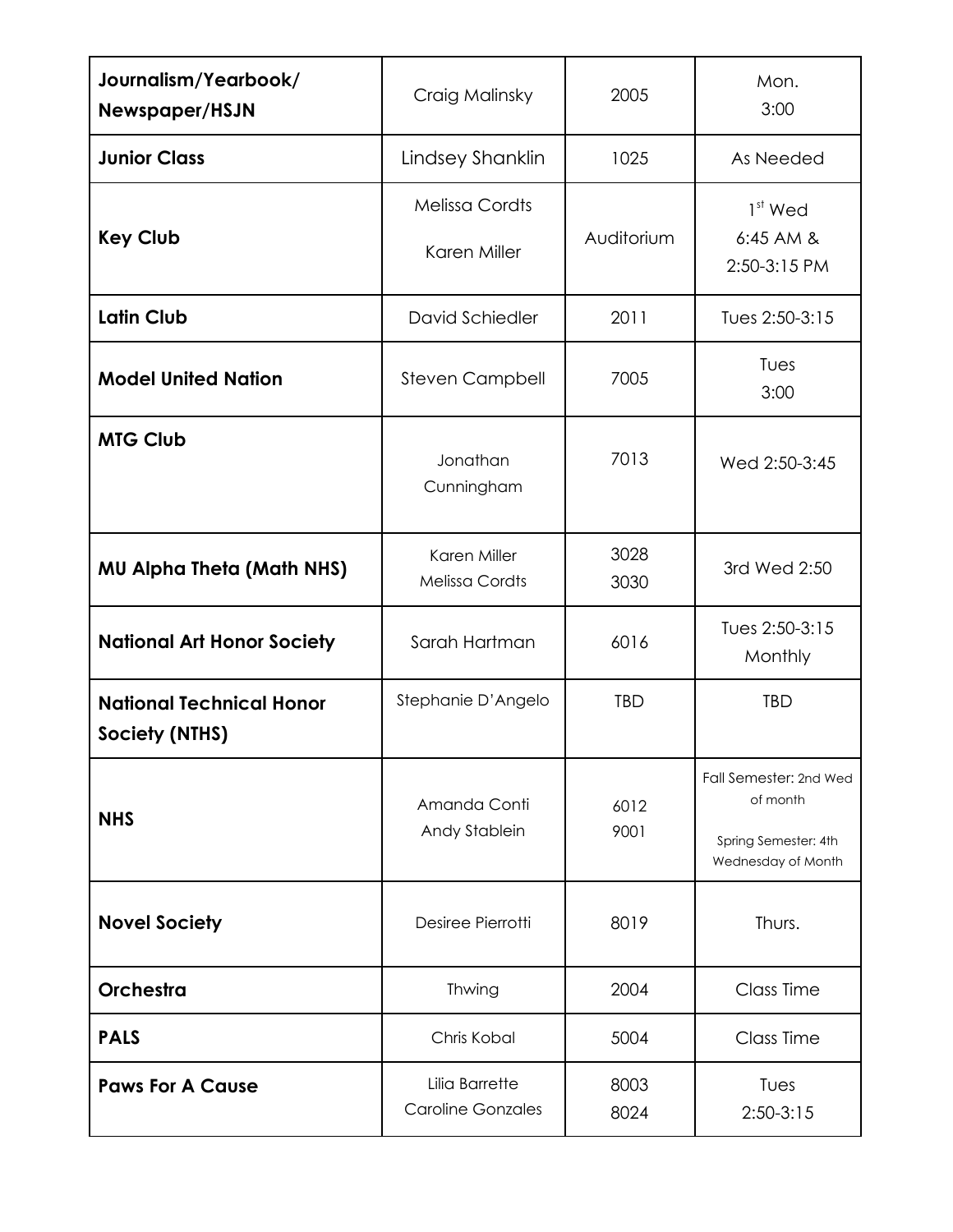| **Journalism/Yearbook/ Newspaper/HSJN** | Craig Malinsky | 2005 | Mon. 3:00 |
|---|---|---|---|
| **Junior Class** | Lindsey Shanklin | 1025 | As Needed |
| **Key Club** | Melissa Cordts<br>Karen Miller | Auditorium | 1st Wed 6:45 AM & 2:50-3:15 PM |
| **Latin Club** | David Schiedler | 2011 | Tues 2:50-3:15 |
| **Model United Nation** | Steven Campbell | 7005 | Tues 3:00 |
| **MTG Club** | Jonathan Cunningham | 7013 | Wed 2:50-3:45 |
| **MU Alpha Theta (Math NHS)** | Karen Miller<br>Melissa Cordts | 3028<br>3030 | 3rd Wed 2:50 |
| **National Art Honor Society** | Sarah Hartman | 6016 | Tues 2:50-3:15 Monthly |
| **National Technical Honor Society (NTHS)** | Stephanie D'Angelo | TBD | TBD |
| **NHS** | Amanda Conti<br>Andy Stablein | 6012<br>9001 | Fall Semester: 2nd Wed of month<br>Spring Semester: 4th Wednesday of Month |
| **Novel Society** | Desiree Pierrotti | 8019 | Thurs. |
| **Orchestra** | Thwing | 2004 | Class Time |
| **PALS** | Chris Kobal | 5004 | Class Time |
| **Paws For A Cause** | Lilia Barrette<br>Caroline Gonzales | 8003<br>8024 | Tues 2:50-3:15 |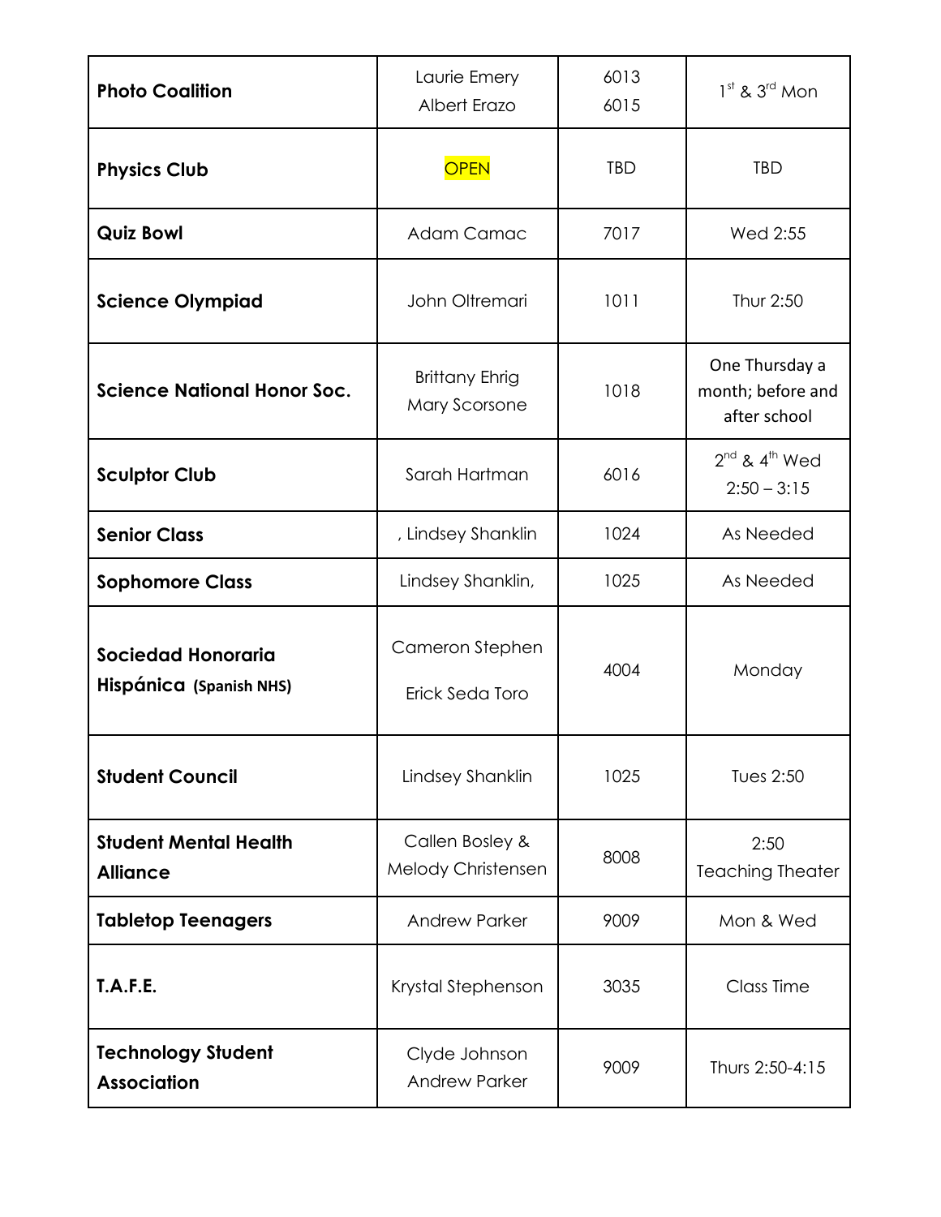| **Photo Coalition** | Laurie Emery<br>Albert Erazo | 6013<br>6015 | 1st & 3rd Mon |
|---|---|---|---|
| **Physics Club** | OPEN | TBD | TBD |
| **Quiz Bowl** | Adam Camac | 7017 | Wed 2:55 |
| **Science Olympiad** | John Oltremari | 1011 | Thur 2:50 |
| **Science National Honor Soc.** | Brittany Ehrig<br>Mary Scorsone | 1018 | One Thursday a month; before and after school |
| **Sculptor Club** | Sarah Hartman | 6016 | 2nd & 4th Wed<br>2:50 – 3:15 |
| **Senior Class** | , Lindsey Shanklin | 1024 | As Needed |
| **Sophomore Class** | Lindsey Shanklin, | 1025 | As Needed |
| **Sociedad Honoraria Hispánica (Spanish NHS)** | Cameron Stephen<br>Erick Seda Toro | 4004 | Monday |
| **Student Council** | Lindsey Shanklin | 1025 | Tues 2:50 |
| **Student Mental Health Alliance** | Callen Bosley &<br>Melody Christensen | 8008 | 2:50<br>Teaching Theater |
| **Tabletop Teenagers** | Andrew Parker | 9009 | Mon & Wed |
| **T.A.F.E.** | Krystal Stephenson | 3035 | Class Time |
| **Technology Student Association** | Clyde Johnson<br>Andrew Parker | 9009 | Thurs 2:50-4:15 |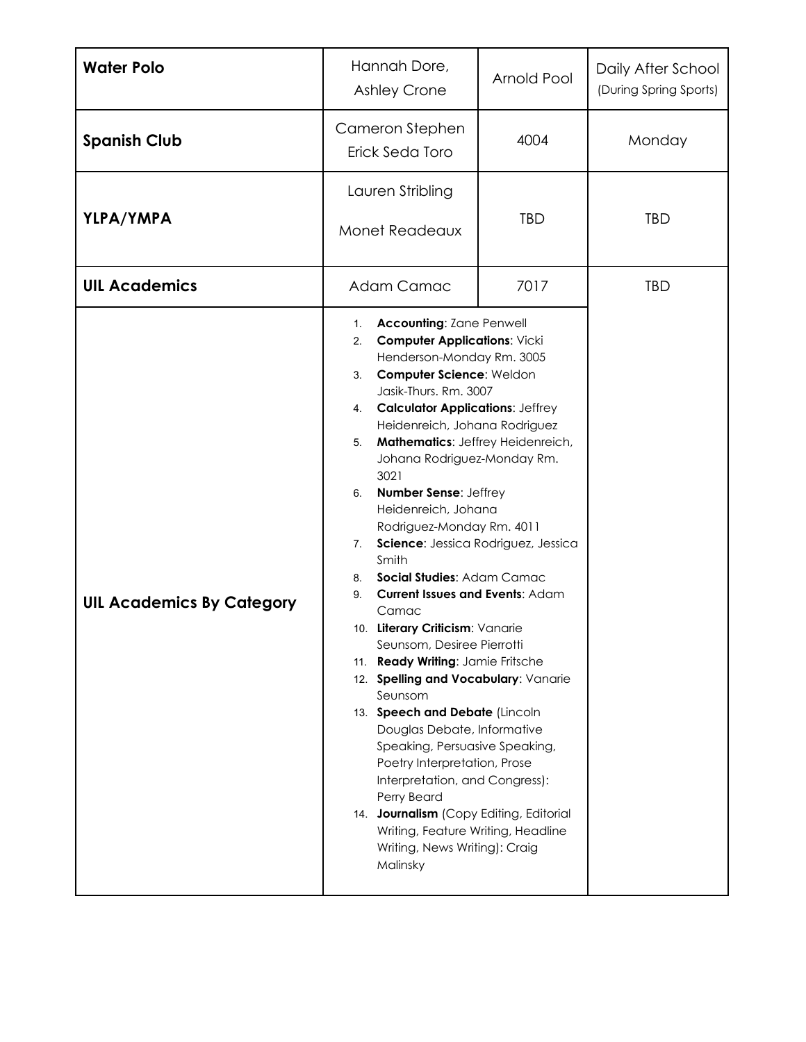| | | | |
|---|---|---|---|
| **Water Polo** | Hannah Dore, Ashley Crone | Arnold Pool | Daily After School (During Spring Sports) |
| **Spanish Club** | Cameron Stephen Erick Seda Toro | 4004 | Monday |
| **YLPA/YMPA** | Lauren Stribling Monet Readeaux | TBD | TBD |
| **UIL Academics** | Adam Camac | 7017 | TBD |
| **UIL Academics By Category** | 1. **Accounting**: Zane Penwell<br>2. **Computer Applications**: Vicki Henderson-Monday Rm. 3005<br>3. **Computer Science**: Weldon Jasik-Thurs. Rm. 3007<br>4. **Calculator Applications**: Jeffrey Heidenreich, Johana Rodriguez<br>5. **Mathematics**: Jeffrey Heidenreich, Johana Rodriguez-Monday Rm. 3021<br>6. **Number Sense**: Jeffrey Heidenreich, Johana Rodriguez-Monday Rm. 4011<br>7. **Science**: Jessica Rodriguez, Jessica Smith<br>8. **Social Studies**: Adam Camac<br>9. **Current Issues and Events**: Adam Camac<br>10. **Literary Criticism**: Vanarie Seunsom, Desiree Pierrotti<br>11. **Ready Writing**: Jamie Fritsche<br>12. **Spelling and Vocabulary**: Vanarie Seunsom<br>13. **Speech and Debate** (Lincoln Douglas Debate, Informative Speaking, Persuasive Speaking, Poetry Interpretation, Prose Interpretation, and Congress): Perry Beard<br>14. **Journalism** (Copy Editing, Editorial Writing, Feature Writing, Headline Writing, News Writing): Craig Malinsky | | |